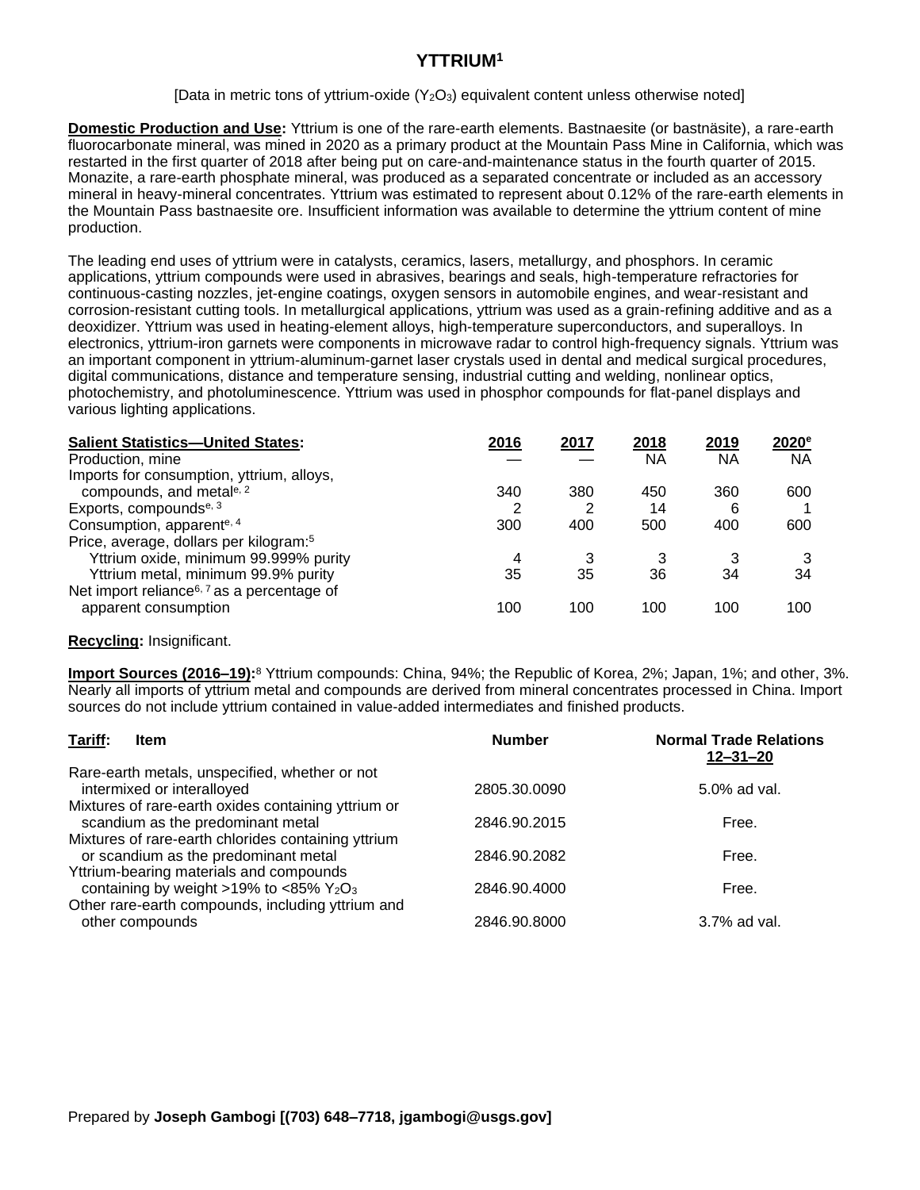# YTTRIUM[1]

[Data in metric tons of yttrium-oxide ($Y_2O_3$) equivalent content unless otherwise noted]

**Domestic Production and Use:** Yttrium is one of the rare-earth elements. Bastnaesite (or bastnäsite), a rare-earth fluorocarbonate mineral, was mined in 2020 as a primary product at the Mountain Pass Mine in California, which was restarted in the first quarter of 2018 after being put on care-and-maintenance status in the fourth quarter of 2015. Monazite, a rare-earth phosphate mineral, was produced as a separated concentrate or included as an accessory mineral in heavy-mineral concentrates. Yttrium was estimated to represent about 0.12% of the rare-earth elements in the Mountain Pass bastnaesite ore. Insufficient information was available to determine the yttrium content of mine production.

The leading end uses of yttrium were in catalysts, ceramics, lasers, metallurgy, and phosphors. In ceramic applications, yttrium compounds were used in abrasives, bearings and seals, high-temperature refractories for continuous-casting nozzles, jet-engine coatings, oxygen sensors in automobile engines, and wear-resistant and corrosion-resistant cutting tools. In metallurgical applications, yttrium was used as a grain-refining additive and as a deoxidizer. Yttrium was used in heating-element alloys, high-temperature superconductors, and superalloys. In electronics, yttrium-iron garnets were components in microwave radar to control high-frequency signals. Yttrium was an important component in yttrium-aluminum-garnet laser crystals used in dental and medical surgical procedures, digital communications, distance and temperature sensing, industrial cutting and welding, nonlinear optics, photochemistry, and photoluminescence. Yttrium was used in phosphor compounds for flat-panel displays and various lighting applications.

| **Salient Statistics—United States:** | 2016 | 2017 | 2018 | 2019 | 2020[e] |
|---|---|---|---|---|---|
| Production, mine | — | — | NA | NA | NA |
| Imports for consumption, yttrium, alloys, compounds, and metal[e, 2] | 340 | 380 | 450 | 360 | 600 |
| Exports, compounds[e, 3] | 2 | 2 | 14 | 6 | 1 |
| Consumption, apparent[e, 4] | 300 | 400 | 500 | 400 | 600 |
| Price, average, dollars per kilogram:[5] | | | | | |
| Yttrium oxide, minimum 99.999% purity | 4 | 3 | 3 | 3 | 3 |
| Yttrium metal, minimum 99.9% purity | 35 | 35 | 36 | 34 | 34 |
| Net import reliance[6, 7] as a percentage of apparent consumption | 100 | 100 | 100 | 100 | 100 |

**Recycling:** Insignificant.

**Import Sources (2016–19):**[8] Yttrium compounds: China, 94%; the Republic of Korea, 2%; Japan, 1%; and other, 3%. Nearly all imports of yttrium metal and compounds are derived from mineral concentrates processed in China. Import sources do not include yttrium contained in value-added intermediates and finished products.

| **Tariff:** Item | Number | Normal Trade Relations 12–31–20 |
|---|---|---|
| Rare-earth metals, unspecified, whether or not intermixed or interalloyed | 2805.30.0090 | 5.0% ad val. |
| Mixtures of rare-earth oxides containing yttrium or scandium as the predominant metal | 2846.90.2015 | Free. |
| Mixtures of rare-earth chlorides containing yttrium or scandium as the predominant metal | 2846.90.2082 | Free. |
| Yttrium-bearing materials and compounds containing by weight >19% to <85% $Y_2O_3$ | 2846.90.4000 | Free. |
| Other rare-earth compounds, including yttrium and other compounds | 2846.90.8000 | 3.7% ad val. |

Prepared by **Joseph Gambogi [(703) 648–7718, jgambogi@usgs.gov]**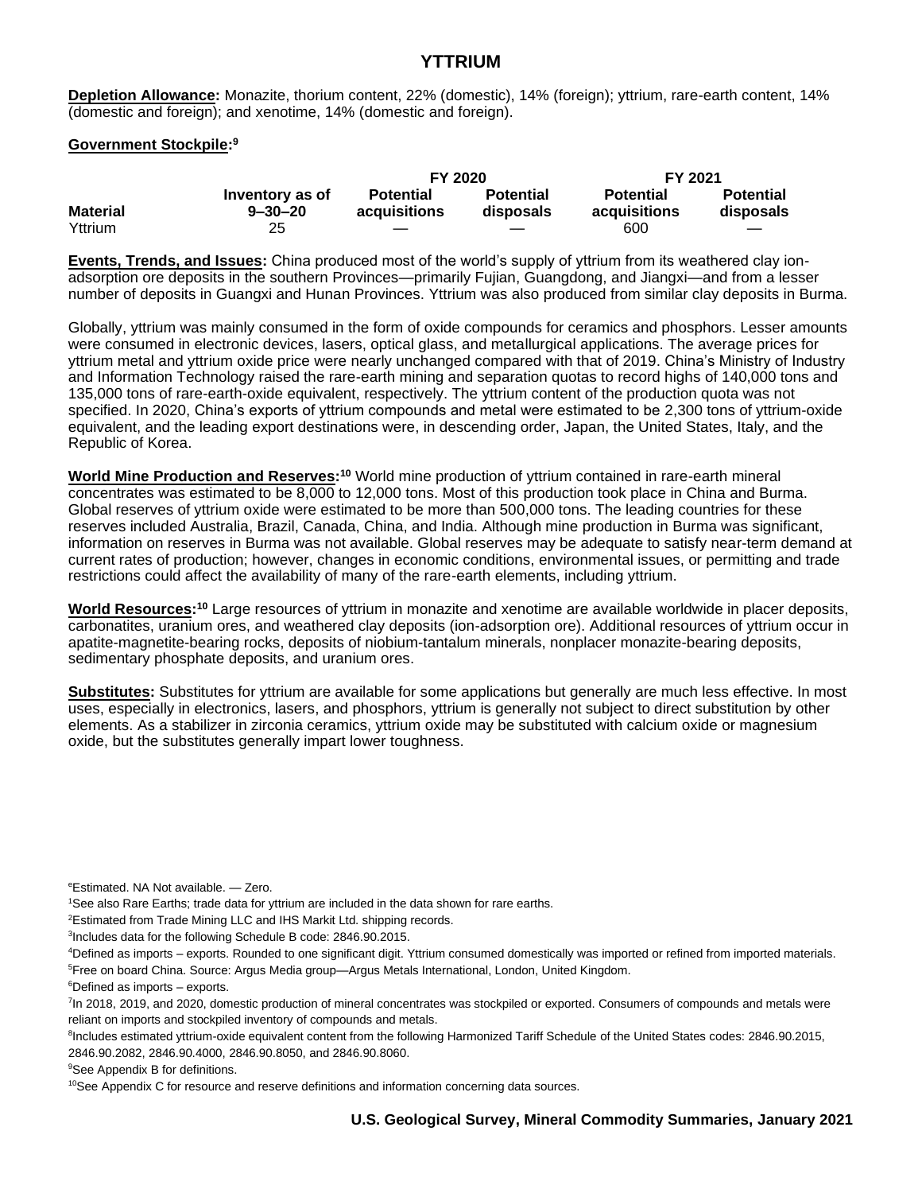# YTTRIUM

**Depletion Allowance:** Monazite, thorium content, 22% (domestic), 14% (foreign); yttrium, rare-earth content, 14% (domestic and foreign); and xenotime, 14% (domestic and foreign).

**Government Stockpile:**[9]

| | | FY 2020 | | FY 2021 | |
|---|---|---|---|---|---|
| **Material** | **Inventory as of 9–30–20** | **Potential acquisitions** | **Potential disposals** | **Potential acquisitions** | **Potential disposals** |
| Yttrium | 25 | — | — | 600 | — |

**Events, Trends, and Issues:** China produced most of the world's supply of yttrium from its weathered clay ion-adsorption ore deposits in the southern Provinces—primarily Fujian, Guangdong, and Jiangxi—and from a lesser number of deposits in Guangxi and Hunan Provinces. Yttrium was also produced from similar clay deposits in Burma.

Globally, yttrium was mainly consumed in the form of oxide compounds for ceramics and phosphors. Lesser amounts were consumed in electronic devices, lasers, optical glass, and metallurgical applications. The average prices for yttrium metal and yttrium oxide price were nearly unchanged compared with that of 2019. China's Ministry of Industry and Information Technology raised the rare-earth mining and separation quotas to record highs of 140,000 tons and 135,000 tons of rare-earth-oxide equivalent, respectively. The yttrium content of the production quota was not specified. In 2020, China's exports of yttrium compounds and metal were estimated to be 2,300 tons of yttrium-oxide equivalent, and the leading export destinations were, in descending order, Japan, the United States, Italy, and the Republic of Korea.

**World Mine Production and Reserves:**[10] World mine production of yttrium contained in rare-earth mineral concentrates was estimated to be 8,000 to 12,000 tons. Most of this production took place in China and Burma. Global reserves of yttrium oxide were estimated to be more than 500,000 tons. The leading countries for these reserves included Australia, Brazil, Canada, China, and India. Although mine production in Burma was significant, information on reserves in Burma was not available. Global reserves may be adequate to satisfy near-term demand at current rates of production; however, changes in economic conditions, environmental issues, or permitting and trade restrictions could affect the availability of many of the rare-earth elements, including yttrium.

**World Resources:**[10] Large resources of yttrium in monazite and xenotime are available worldwide in placer deposits, carbonatites, uranium ores, and weathered clay deposits (ion-adsorption ore). Additional resources of yttrium occur in apatite-magnetite-bearing rocks, deposits of niobium-tantalum minerals, nonplacer monazite-bearing deposits, sedimentary phosphate deposits, and uranium ores.

**Substitutes:** Substitutes for yttrium are available for some applications but generally are much less effective. In most uses, especially in electronics, lasers, and phosphors, yttrium is generally not subject to direct substitution by other elements. As a stabilizer in zirconia ceramics, yttrium oxide may be substituted with calcium oxide or magnesium oxide, but the substitutes generally impart lower toughness.

[e]Estimated. NA Not available. — Zero.
[1]See also Rare Earths; trade data for yttrium are included in the data shown for rare earths.
[2]Estimated from Trade Mining LLC and IHS Markit Ltd. shipping records.
[3]Includes data for the following Schedule B code: 2846.90.2015.
[4]Defined as imports – exports. Rounded to one significant digit. Yttrium consumed domestically was imported or refined from imported materials.
[5]Free on board China. Source: Argus Media group—Argus Metals International, London, United Kingdom.
[6]Defined as imports – exports.
[7]In 2018, 2019, and 2020, domestic production of mineral concentrates was stockpiled or exported. Consumers of compounds and metals were reliant on imports and stockpiled inventory of compounds and metals.
[8]Includes estimated yttrium-oxide equivalent content from the following Harmonized Tariff Schedule of the United States codes: 2846.90.2015, 2846.90.2082, 2846.90.4000, 2846.90.8050, and 2846.90.8060.
[9]See Appendix B for definitions.
[10]See Appendix C for resource and reserve definitions and information concerning data sources.